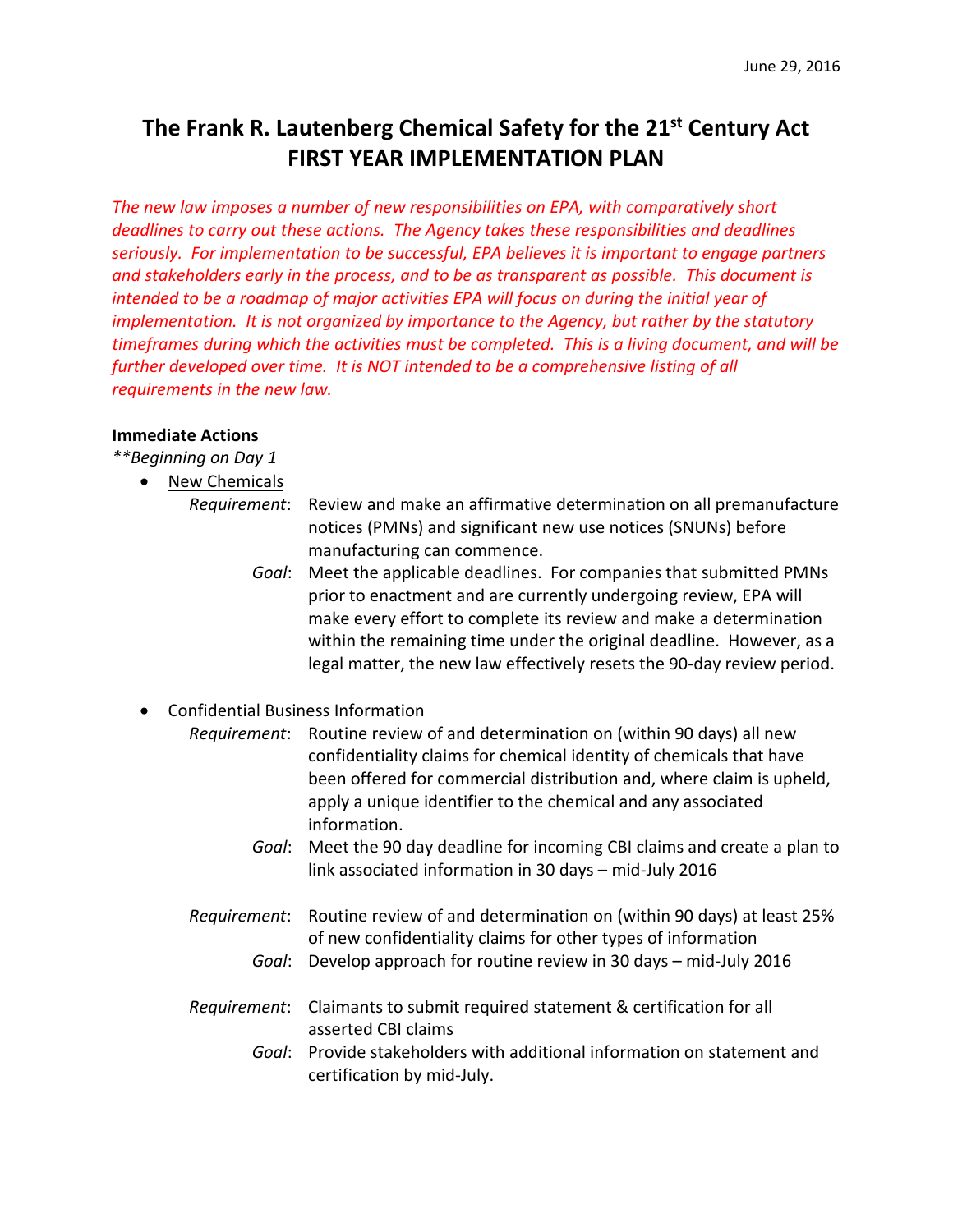June 29, 2016

# The Frank R. Lautenberg Chemical Safety for the 21st Century Act FIRST YEAR IMPLEMENTATION PLAN

*The new law imposes a number of new responsibilities on EPA, with comparatively short deadlines to carry out these actions. The Agency takes these responsibilities and deadlines seriously. For implementation to be successful, EPA believes it is important to engage partners and stakeholders early in the process, and to be as transparent as possible. This document is intended to be a roadmap of major activities EPA will focus on during the initial year of implementation. It is not organized by importance to the Agency, but rather by the statutory timeframes during which the activities must be completed. This is a living document, and will be further developed over time. It is NOT intended to be a comprehensive listing of all requirements in the new law.*

**Immediate Actions**

*\*\*Beginning on Day 1*

- New Chemicals

  *Requirement*: Review and make an affirmative determination on all premanufacture notices (PMNs) and significant new use notices (SNUNs) before manufacturing can commence.

  *Goal*: Meet the applicable deadlines. For companies that submitted PMNs prior to enactment and are currently undergoing review, EPA will make every effort to complete its review and make a determination within the remaining time under the original deadline. However, as a legal matter, the new law effectively resets the 90-day review period.

- Confidential Business Information

  *Requirement*: Routine review of and determination on (within 90 days) all new confidentiality claims for chemical identity of chemicals that have been offered for commercial distribution and, where claim is upheld, apply a unique identifier to the chemical and any associated information.

  *Goal*: Meet the 90 day deadline for incoming CBI claims and create a plan to link associated information in 30 days – mid-July 2016

  *Requirement*: Routine review of and determination on (within 90 days) at least 25% of new confidentiality claims for other types of information

  *Goal*: Develop approach for routine review in 30 days – mid-July 2016

  *Requirement*: Claimants to submit required statement & certification for all asserted CBI claims

  *Goal*: Provide stakeholders with additional information on statement and certification by mid-July.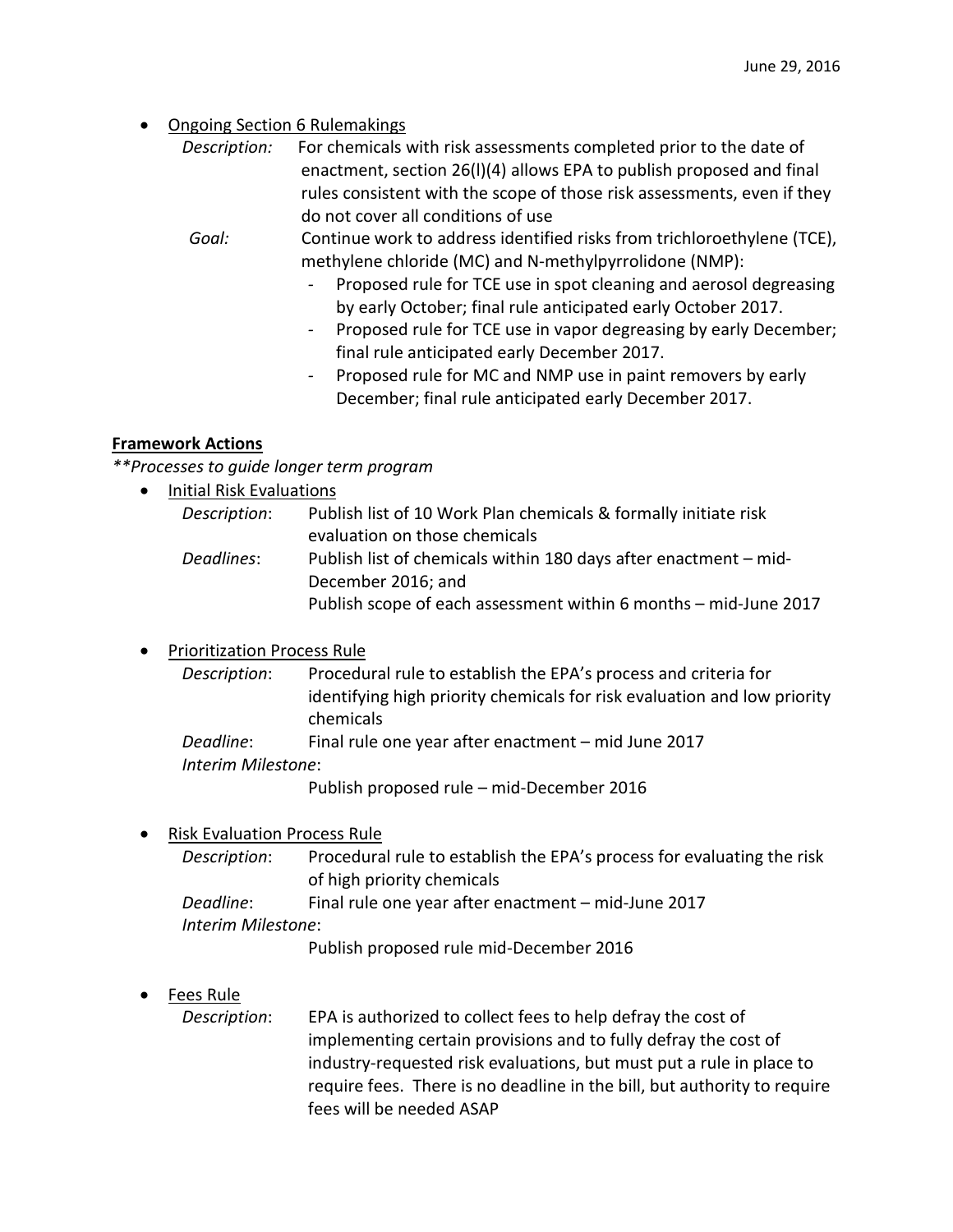- <u>Ongoing Section 6 Rulemakings</u>

  *Description:* For chemicals with risk assessments completed prior to the date of enactment, section 26(l)(4) allows EPA to publish proposed and final rules consistent with the scope of those risk assessments, even if they do not cover all conditions of use

  *Goal:* Continue work to address identified risks from trichloroethylene (TCE), methylene chloride (MC) and N-methylpyrrolidone (NMP):
  - Proposed rule for TCE use in spot cleaning and aerosol degreasing by early October; final rule anticipated early October 2017.
  - Proposed rule for TCE use in vapor degreasing by early December; final rule anticipated early December 2017.
  - Proposed rule for MC and NMP use in paint removers by early December; final rule anticipated early December 2017.

## **<u>Framework Actions</u>**

***Processes to guide longer term program*

- <u>Initial Risk Evaluations</u>

  *Description*: Publish list of 10 Work Plan chemicals & formally initiate risk evaluation on those chemicals

  *Deadlines*: Publish list of chemicals within 180 days after enactment – mid-December 2016; and
  Publish scope of each assessment within 6 months – mid-June 2017

- <u>Prioritization Process Rule</u>

  *Description*: Procedural rule to establish the EPA's process and criteria for identifying high priority chemicals for risk evaluation and low priority chemicals

  *Deadline*: Final rule one year after enactment – mid June 2017

  *Interim Milestone*:
  Publish proposed rule – mid-December 2016

- <u>Risk Evaluation Process Rule</u>

  *Description*: Procedural rule to establish the EPA's process for evaluating the risk of high priority chemicals

  *Deadline*: Final rule one year after enactment – mid-June 2017

  *Interim Milestone*:
  Publish proposed rule mid-December 2016

- <u>Fees Rule</u>

  *Description*: EPA is authorized to collect fees to help defray the cost of implementing certain provisions and to fully defray the cost of industry-requested risk evaluations, but must put a rule in place to require fees. There is no deadline in the bill, but authority to require fees will be needed ASAP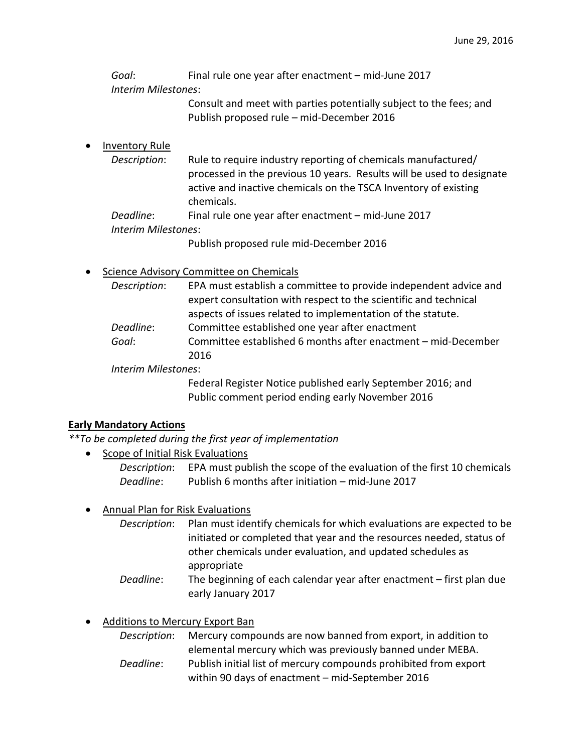*Goal*: Final rule one year after enactment – mid-June 2017

*Interim Milestones*:

Consult and meet with parties potentially subject to the fees; and
Publish proposed rule – mid-December 2016

- Inventory Rule

  *Description*: Rule to require industry reporting of chemicals manufactured/ processed in the previous 10 years. Results will be used to designate active and inactive chemicals on the TSCA Inventory of existing chemicals.

  *Deadline*: Final rule one year after enactment – mid-June 2017

  *Interim Milestones*:

  Publish proposed rule mid-December 2016

- Science Advisory Committee on Chemicals

  *Description*: EPA must establish a committee to provide independent advice and expert consultation with respect to the scientific and technical aspects of issues related to implementation of the statute.

  *Deadline*: Committee established one year after enactment

  *Goal*: Committee established 6 months after enactment – mid-December 2016

  *Interim Milestones*:

  Federal Register Notice published early September 2016; and
  Public comment period ending early November 2016

**Early Mandatory Actions**

***To be completed during the first year of implementation*

- Scope of Initial Risk Evaluations

  *Description*: EPA must publish the scope of the evaluation of the first 10 chemicals

  *Deadline*: Publish 6 months after initiation – mid-June 2017

- Annual Plan for Risk Evaluations

  *Description*: Plan must identify chemicals for which evaluations are expected to be initiated or completed that year and the resources needed, status of other chemicals under evaluation, and updated schedules as appropriate

  *Deadline*: The beginning of each calendar year after enactment – first plan due early January 2017

- Additions to Mercury Export Ban

  *Description*: Mercury compounds are now banned from export, in addition to elemental mercury which was previously banned under MEBA.

  *Deadline*: Publish initial list of mercury compounds prohibited from export within 90 days of enactment – mid-September 2016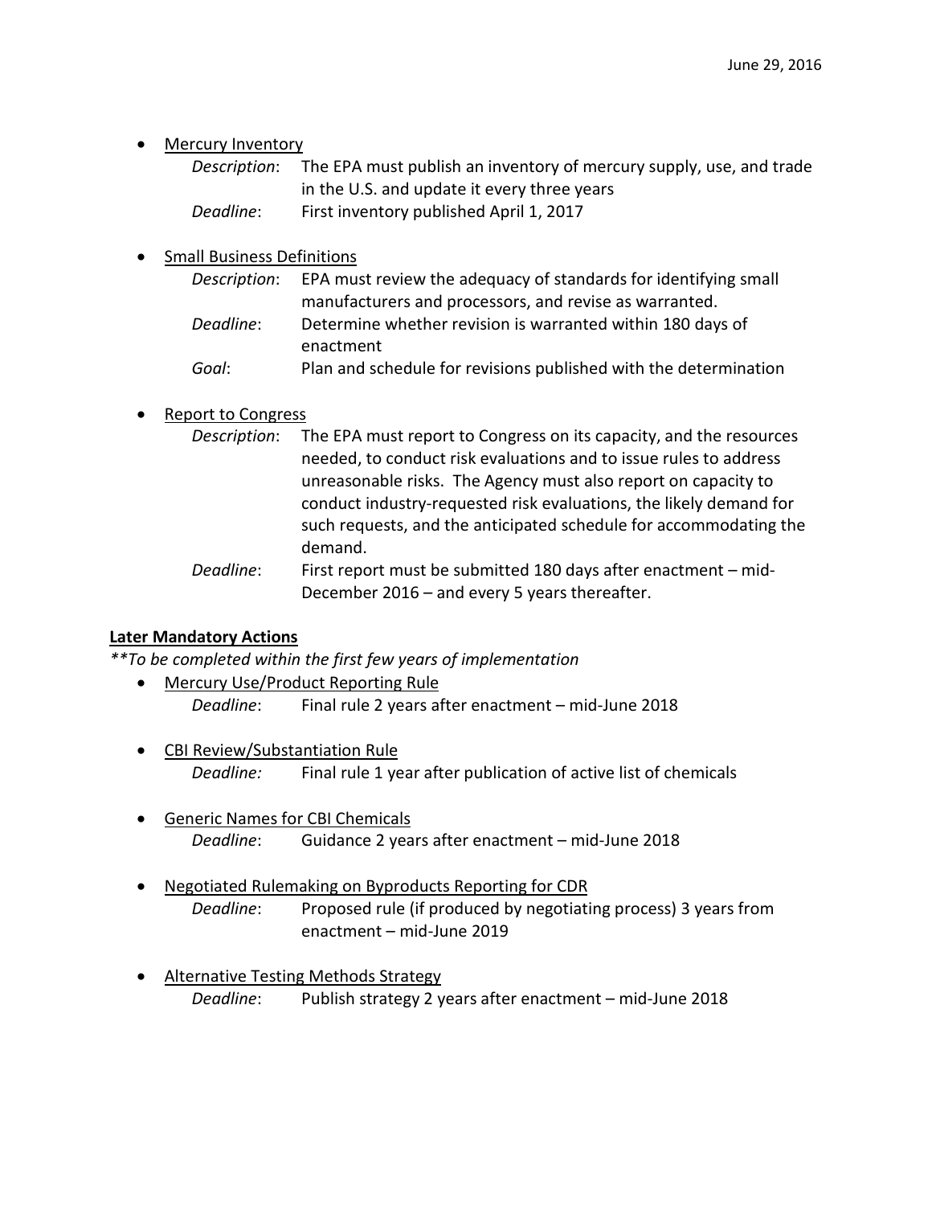June 29, 2016

- Mercury Inventory
  - *Description*: The EPA must publish an inventory of mercury supply, use, and trade in the U.S. and update it every three years
  - *Deadline*: First inventory published April 1, 2017

- Small Business Definitions
  - *Description*: EPA must review the adequacy of standards for identifying small manufacturers and processors, and revise as warranted.
  - *Deadline*: Determine whether revision is warranted within 180 days of enactment
  - *Goal*: Plan and schedule for revisions published with the determination

- Report to Congress
  - *Description*: The EPA must report to Congress on its capacity, and the resources needed, to conduct risk evaluations and to issue rules to address unreasonable risks. The Agency must also report on capacity to conduct industry-requested risk evaluations, the likely demand for such requests, and the anticipated schedule for accommodating the demand.
  - *Deadline*: First report must be submitted 180 days after enactment – mid-December 2016 – and every 5 years thereafter.

**Later Mandatory Actions**

*\*\*To be completed within the first few years of implementation*

- Mercury Use/Product Reporting Rule
  - *Deadline*: Final rule 2 years after enactment – mid-June 2018

- CBI Review/Substantiation Rule
  - *Deadline:* Final rule 1 year after publication of active list of chemicals

- Generic Names for CBI Chemicals
  - *Deadline*: Guidance 2 years after enactment – mid-June 2018

- Negotiated Rulemaking on Byproducts Reporting for CDR
  - *Deadline*: Proposed rule (if produced by negotiating process) 3 years from enactment – mid-June 2019

- Alternative Testing Methods Strategy
  - *Deadline*: Publish strategy 2 years after enactment – mid-June 2018